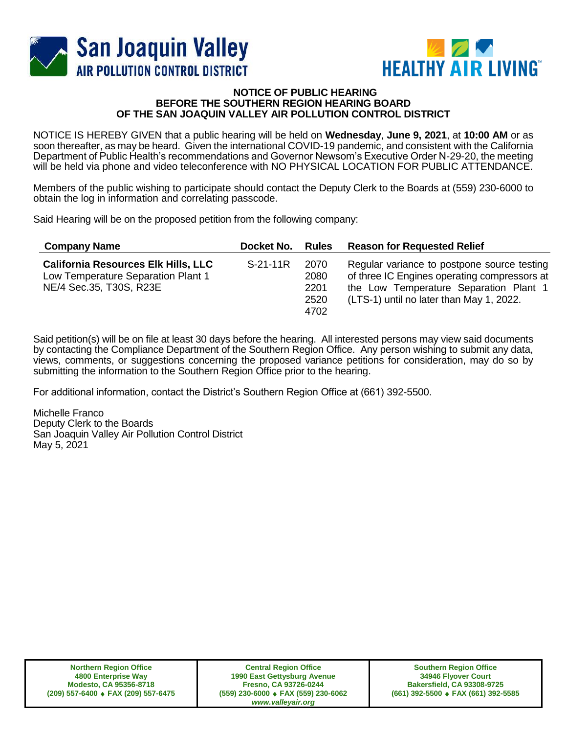San Joaquin Valley
AIR POLLUTION CONTROL DISTRICT

HEALTHY AIR LIVING™

## NOTICE OF PUBLIC HEARING
## BEFORE THE SOUTHERN REGION HEARING BOARD
## OF THE SAN JOAQUIN VALLEY AIR POLLUTION CONTROL DISTRICT

NOTICE IS HEREBY GIVEN that a public hearing will be held on **Wednesday**, **June 9, 2021**, at **10:00 AM** or as soon thereafter, as may be heard. Given the international COVID-19 pandemic, and consistent with the California Department of Public Health's recommendations and Governor Newsom's Executive Order N-29-20, the meeting will be held via phone and video teleconference with NO PHYSICAL LOCATION FOR PUBLIC ATTENDANCE.

Members of the public wishing to participate should contact the Deputy Clerk to the Boards at (559) 230-6000 to obtain the log in information and correlating passcode.

Said Hearing will be on the proposed petition from the following company:

| Company Name | Docket No. | Rules | Reason for Requested Relief |
|---|---|---|---|
| **California Resources Elk Hills, LLC**<br>Low Temperature Separation Plant 1<br>NE/4 Sec.35, T30S, R23E | S-21-11R | 2070<br>2080<br>2201<br>2520<br>4702 | Regular variance to postpone source testing of three IC Engines operating compressors at the Low Temperature Separation Plant 1 (LTS-1) until no later than May 1, 2022. |

Said petition(s) will be on file at least 30 days before the hearing. All interested persons may view said documents by contacting the Compliance Department of the Southern Region Office. Any person wishing to submit any data, views, comments, or suggestions concerning the proposed variance petitions for consideration, may do so by submitting the information to the Southern Region Office prior to the hearing.

For additional information, contact the District's Southern Region Office at (661) 392-5500.

Michelle Franco
Deputy Clerk to the Boards
San Joaquin Valley Air Pollution Control District
May 5, 2021

| Northern Region Office | Central Region Office | Southern Region Office |
|---|---|---|
| 4800 Enterprise Way<br>Modesto, CA 95356-8718<br>(209) 557-6400 ♦ FAX (209) 557-6475 | 1990 East Gettysburg Avenue<br>Fresno, CA 93726-0244<br>(559) 230-6000 ♦ FAX (559) 230-6062<br>*www.valleyair.org* | 34946 Flyover Court<br>Bakersfield, CA 93308-9725<br>(661) 392-5500 ♦ FAX (661) 392-5585 |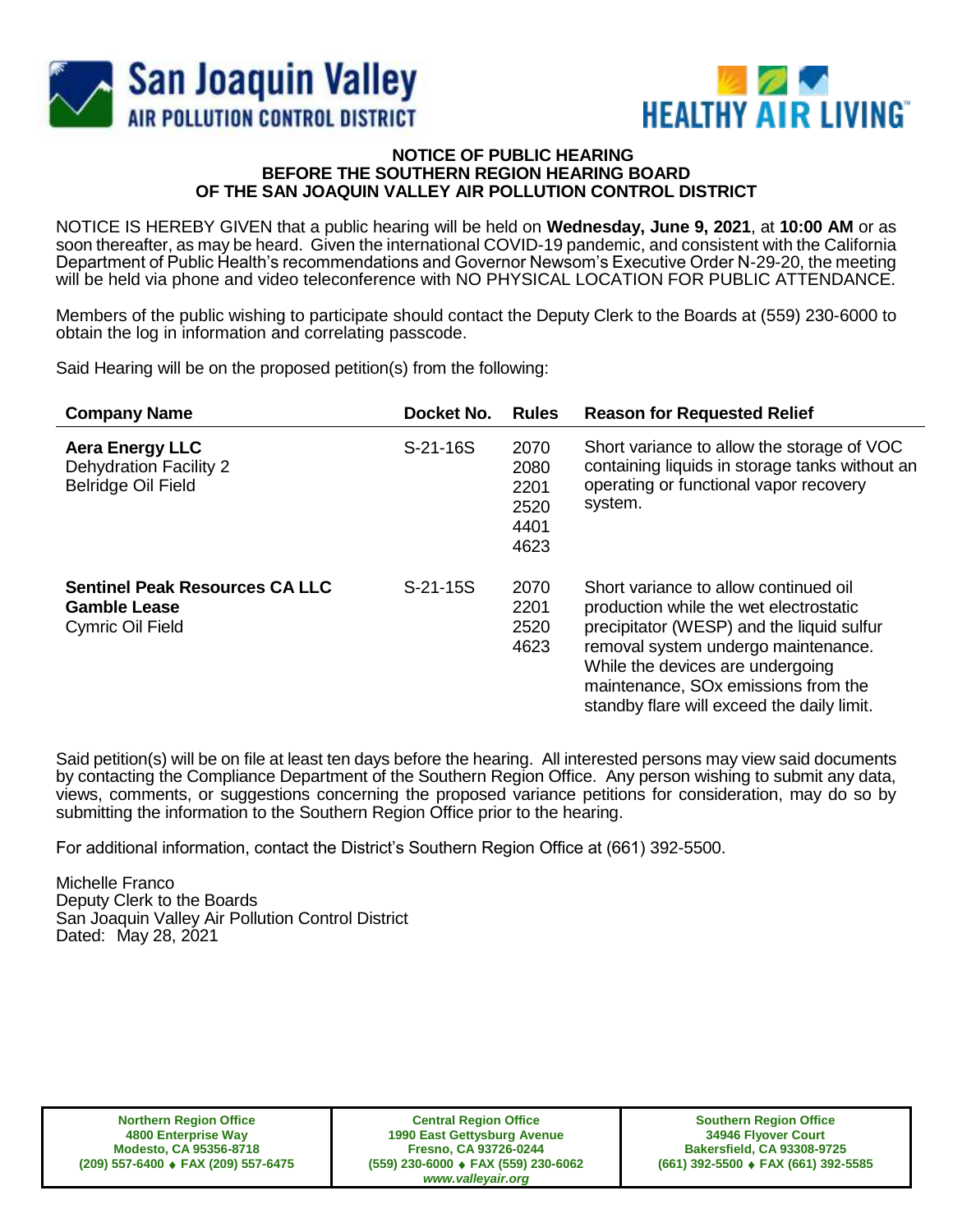San Joaquin Valley
AIR POLLUTION CONTROL DISTRICT

HEALTHY AIR LIVING™

## NOTICE OF PUBLIC HEARING
## BEFORE THE SOUTHERN REGION HEARING BOARD
## OF THE SAN JOAQUIN VALLEY AIR POLLUTION CONTROL DISTRICT

NOTICE IS HEREBY GIVEN that a public hearing will be held on **Wednesday, June 9, 2021**, at **10:00 AM** or as soon thereafter, as may be heard. Given the international COVID-19 pandemic, and consistent with the California Department of Public Health's recommendations and Governor Newsom's Executive Order N-29-20, the meeting will be held via phone and video teleconference with NO PHYSICAL LOCATION FOR PUBLIC ATTENDANCE.

Members of the public wishing to participate should contact the Deputy Clerk to the Boards at (559) 230-6000 to obtain the log in information and correlating passcode.

Said Hearing will be on the proposed petition(s) from the following:

| Company Name | Docket No. | Rules | Reason for Requested Relief |
|---|---|---|---|
| **Aera Energy LLC**<br>Dehydration Facility 2<br>Belridge Oil Field | S-21-16S | 2070<br>2080<br>2201<br>2520<br>4401<br>4623 | Short variance to allow the storage of VOC containing liquids in storage tanks without an operating or functional vapor recovery system. |
| **Sentinel Peak Resources CA LLC**<br>**Gamble Lease**<br>Cymric Oil Field | S-21-15S | 2070<br>2201<br>2520<br>4623 | Short variance to allow continued oil production while the wet electrostatic precipitator (WESP) and the liquid sulfur removal system undergo maintenance. While the devices are undergoing maintenance, SOx emissions from the standby flare will exceed the daily limit. |

Said petition(s) will be on file at least ten days before the hearing. All interested persons may view said documents by contacting the Compliance Department of the Southern Region Office. Any person wishing to submit any data, views, comments, or suggestions concerning the proposed variance petitions for consideration, may do so by submitting the information to the Southern Region Office prior to the hearing.

For additional information, contact the District's Southern Region Office at (661) 392-5500.

Michelle Franco
Deputy Clerk to the Boards
San Joaquin Valley Air Pollution Control District
Dated: May 28, 2021

| Northern Region Office | Central Region Office | Southern Region Office |
|---|---|---|
| 4800 Enterprise Way<br>Modesto, CA 95356-8718<br>(209) 557-6400 ♦ FAX (209) 557-6475 | 1990 East Gettysburg Avenue<br>Fresno, CA 93726-0244<br>(559) 230-6000 ♦ FAX (559) 230-6062<br>*www.valleyair.org* | 34946 Flyover Court<br>Bakersfield, CA 93308-9725<br>(661) 392-5500 ♦ FAX (661) 392-5585 |